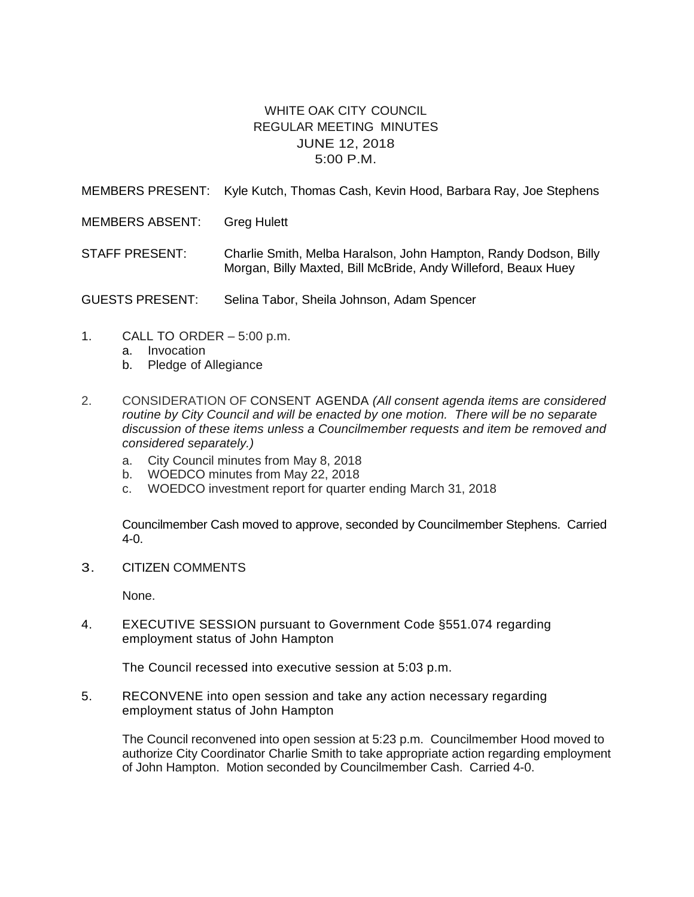# WHITE OAK CITY COUNCIL
## REGULAR MEETING MINUTES
## JUNE 12, 2018
## 5:00 P.M.

MEMBERS PRESENT: Kyle Kutch, Thomas Cash, Kevin Hood, Barbara Ray, Joe Stephens

MEMBERS ABSENT: Greg Hulett

STAFF PRESENT: Charlie Smith, Melba Haralson, John Hampton, Randy Dodson, Billy Morgan, Billy Maxted, Bill McBride, Andy Willeford, Beaux Huey

GUESTS PRESENT: Selina Tabor, Sheila Johnson, Adam Spencer

1. CALL TO ORDER – 5:00 p.m.
   a. Invocation
   b. Pledge of Allegiance

2. CONSIDERATION OF CONSENT AGENDA *(All consent agenda items are considered routine by City Council and will be enacted by one motion. There will be no separate discussion of these items unless a Councilmember requests and item be removed and considered separately.)*
   a. City Council minutes from May 8, 2018
   b. WOEDCO minutes from May 22, 2018
   c. WOEDCO investment report for quarter ending March 31, 2018

   Councilmember Cash moved to approve, seconded by Councilmember Stephens. Carried 4-0.

3. CITIZEN COMMENTS

   None.

4. EXECUTIVE SESSION pursuant to Government Code §551.074 regarding employment status of John Hampton

   The Council recessed into executive session at 5:03 p.m.

5. RECONVENE into open session and take any action necessary regarding employment status of John Hampton

   The Council reconvened into open session at 5:23 p.m. Councilmember Hood moved to authorize City Coordinator Charlie Smith to take appropriate action regarding employment of John Hampton. Motion seconded by Councilmember Cash. Carried 4-0.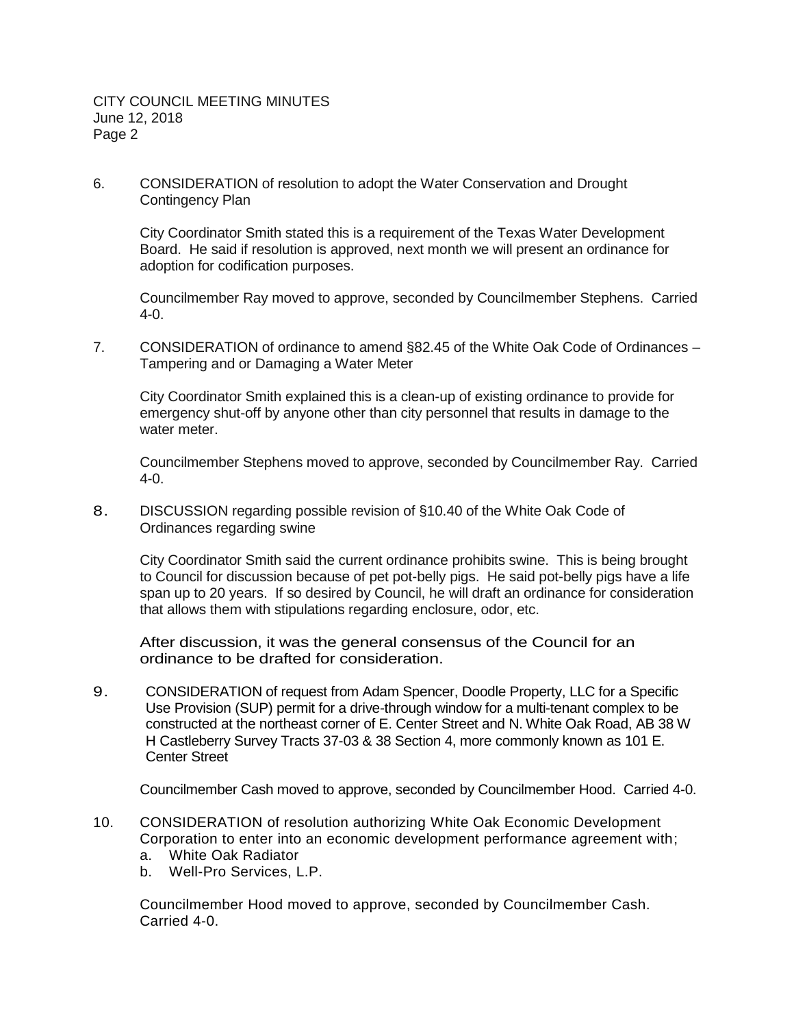6. CONSIDERATION of resolution to adopt the Water Conservation and Drought Contingency Plan

   City Coordinator Smith stated this is a requirement of the Texas Water Development Board. He said if resolution is approved, next month we will present an ordinance for adoption for codification purposes.

   Councilmember Ray moved to approve, seconded by Councilmember Stephens. Carried 4-0.

7. CONSIDERATION of ordinance to amend §82.45 of the White Oak Code of Ordinances – Tampering and or Damaging a Water Meter

   City Coordinator Smith explained this is a clean-up of existing ordinance to provide for emergency shut-off by anyone other than city personnel that results in damage to the water meter.

   Councilmember Stephens moved to approve, seconded by Councilmember Ray. Carried 4-0.

8. DISCUSSION regarding possible revision of §10.40 of the White Oak Code of Ordinances regarding swine

   City Coordinator Smith said the current ordinance prohibits swine. This is being brought to Council for discussion because of pet pot-belly pigs. He said pot-belly pigs have a life span up to 20 years. If so desired by Council, he will draft an ordinance for consideration that allows them with stipulations regarding enclosure, odor, etc.

   After discussion, it was the general consensus of the Council for an ordinance to be drafted for consideration.

9. CONSIDERATION of request from Adam Spencer, Doodle Property, LLC for a Specific Use Provision (SUP) permit for a drive-through window for a multi-tenant complex to be constructed at the northeast corner of E. Center Street and N. White Oak Road, AB 38 W H Castleberry Survey Tracts 37-03 & 38 Section 4, more commonly known as 101 E. Center Street

   Councilmember Cash moved to approve, seconded by Councilmember Hood. Carried 4-0.

10. CONSIDERATION of resolution authorizing White Oak Economic Development Corporation to enter into an economic development performance agreement with;
    a. White Oak Radiator
    b. Well-Pro Services, L.P.

    Councilmember Hood moved to approve, seconded by Councilmember Cash. Carried 4-0.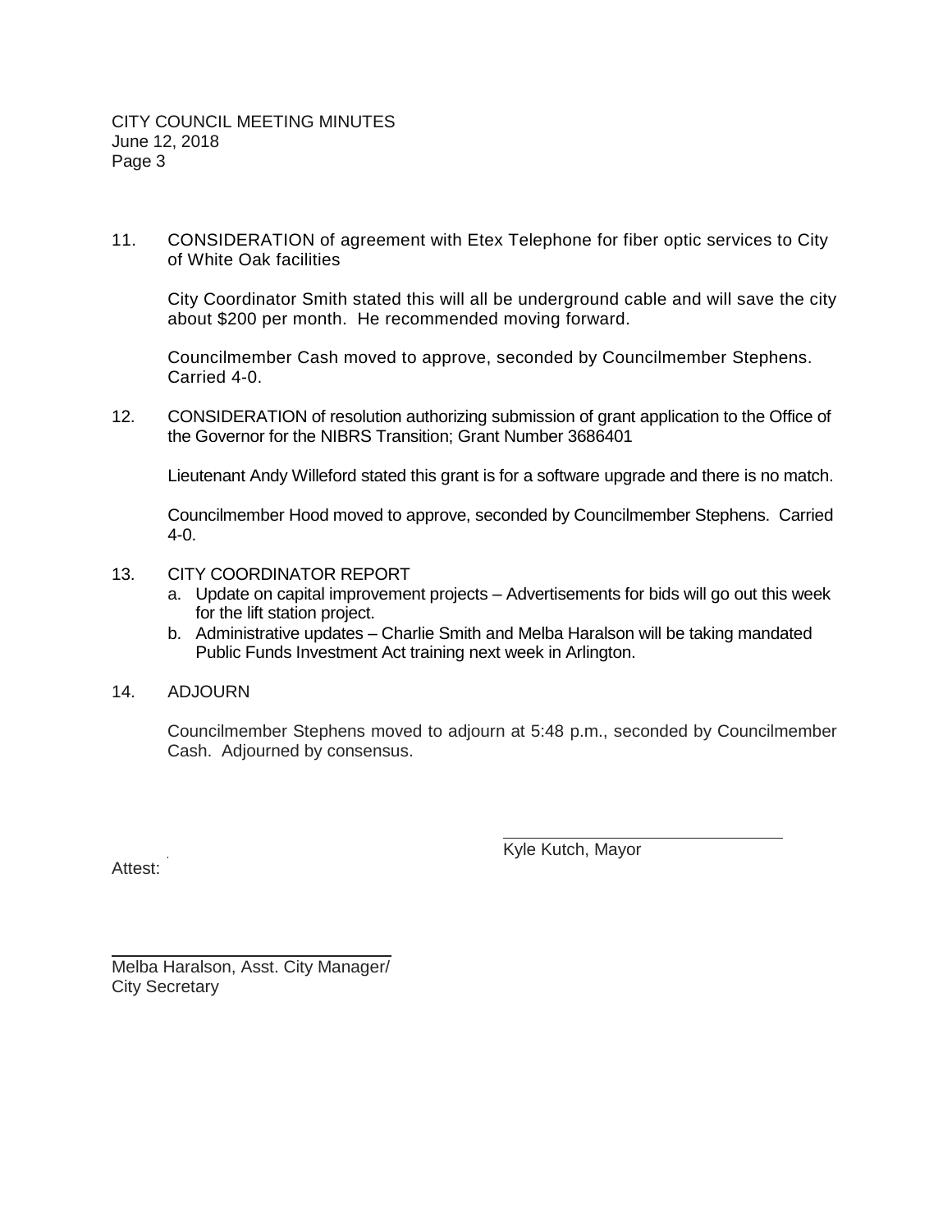11. CONSIDERATION of agreement with Etex Telephone for fiber optic services to City of White Oak facilities

    City Coordinator Smith stated this will all be underground cable and will save the city about $200 per month. He recommended moving forward.

    Councilmember Cash moved to approve, seconded by Councilmember Stephens. Carried 4-0.

12. CONSIDERATION of resolution authorizing submission of grant application to the Office of the Governor for the NIBRS Transition; Grant Number 3686401

    Lieutenant Andy Willeford stated this grant is for a software upgrade and there is no match.

    Councilmember Hood moved to approve, seconded by Councilmember Stephens. Carried 4-0.

13. CITY COORDINATOR REPORT
    a. Update on capital improvement projects – Advertisements for bids will go out this week for the lift station project.
    b. Administrative updates – Charlie Smith and Melba Haralson will be taking mandated Public Funds Investment Act training next week in Arlington.

14. ADJOURN

    Councilmember Stephens moved to adjourn at 5:48 p.m., seconded by Councilmember Cash. Adjourned by consensus.

\_\_\_\_\_\_\_\_\_\_\_\_\_\_\_\_\_\_\_\_\_\_\_\_\_\_\_\_\_\_
Kyle Kutch, Mayor

Attest:

\_\_\_\_\_\_\_\_\_\_\_\_\_\_\_\_\_\_\_\_\_\_\_\_\_\_\_\_\_\_
Melba Haralson, Asst. City Manager/
City Secretary